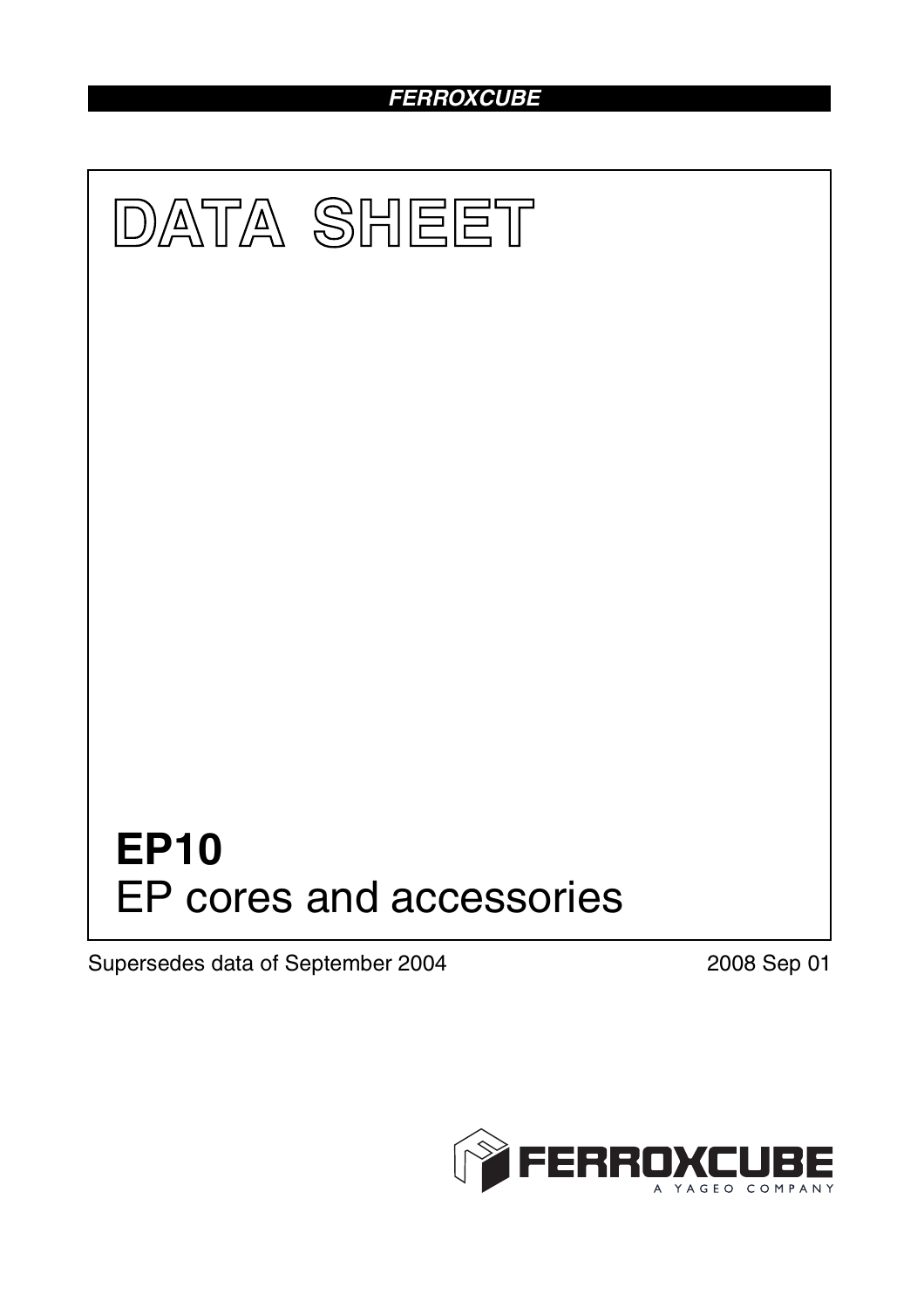FERROXCUBE

# DATA SHEET

# EP10

## EP cores and accessories

Supersedes data of September 2004

2008 Sep 01

FERROXCUBE
A YAGEO COMPANY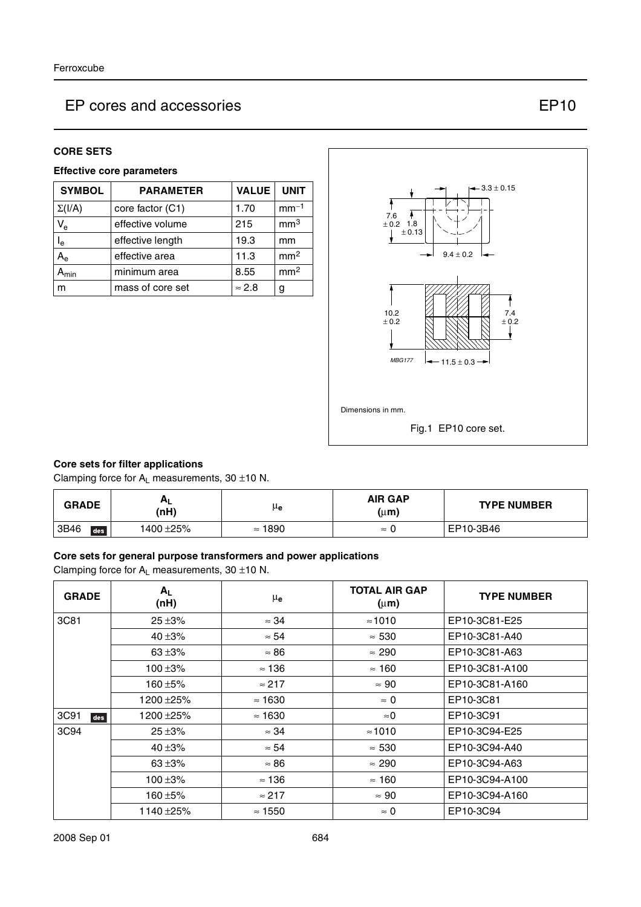# EP cores and accessories — EP10

## CORE SETS

### Effective core parameters

| SYMBOL | PARAMETER | VALUE | UNIT |
|---|---|---|---|
| $\Sigma(I/A)$ | core factor (C1) | 1.70 | $mm^{-1}$ |
| $V_e$ | effective volume | 215 | $mm^3$ |
| $l_e$ | effective length | 19.3 | mm |
| $A_e$ | effective area | 11.3 | $mm^2$ |
| $A_{min}$ | minimum area | 8.55 | $mm^2$ |
| m | mass of core set | ≈ 2.8 | g |

Dimensions in mm.

Fig.1 EP10 core set.

### Core sets for filter applications

Clamping force for $A_L$ measurements, 30 ±10 N.

| GRADE | $A_L$ (nH) | $\mu_e$ | AIR GAP (μm) | TYPE NUMBER |
|---|---|---|---|---|
| 3B46 des | 1400 ±25% | ≈ 1890 | ≈ 0 | EP10-3B46 |

### Core sets for general purpose transformers and power applications

Clamping force for $A_L$ measurements, 30 ±10 N.

| GRADE | $A_L$ (nH) | $\mu_e$ | TOTAL AIR GAP (μm) | TYPE NUMBER |
|---|---|---|---|---|
| 3C81 | 25 ±3% | ≈ 34 | ≈1010 | EP10-3C81-E25 |
| | 40 ±3% | ≈ 54 | ≈ 530 | EP10-3C81-A40 |
| | 63 ±3% | ≈ 86 | ≈ 290 | EP10-3C81-A63 |
| | 100 ±3% | ≈ 136 | ≈ 160 | EP10-3C81-A100 |
| | 160 ±5% | ≈ 217 | ≈ 90 | EP10-3C81-A160 |
| | 1200 ±25% | ≈ 1630 | ≈ 0 | EP10-3C81 |
| 3C91 des | 1200 ±25% | ≈ 1630 | ≈0 | EP10-3C91 |
| 3C94 | 25 ±3% | ≈ 34 | ≈1010 | EP10-3C94-E25 |
| | 40 ±3% | ≈ 54 | ≈ 530 | EP10-3C94-A40 |
| | 63 ±3% | ≈ 86 | ≈ 290 | EP10-3C94-A63 |
| | 100 ±3% | ≈ 136 | ≈ 160 | EP10-3C94-A100 |
| | 160 ±5% | ≈ 217 | ≈ 90 | EP10-3C94-A160 |
| | 1140 ±25% | ≈ 1550 | ≈ 0 | EP10-3C94 |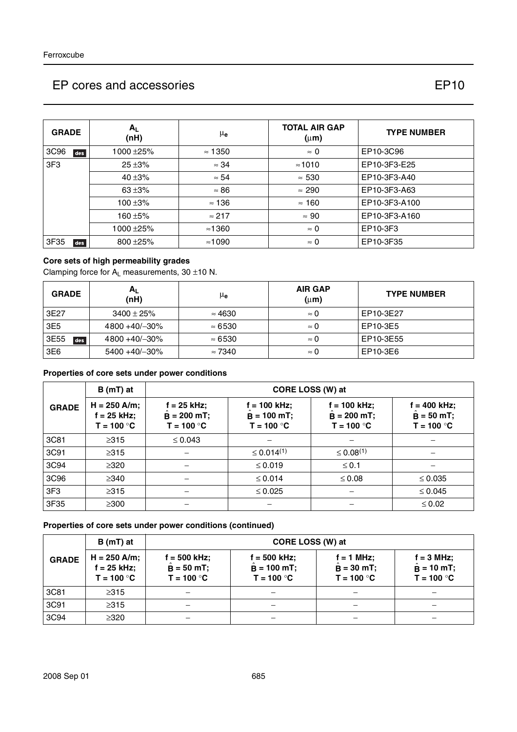## EP cores and accessories — EP10

| GRADE | $A_L$ (nH) | $\mu_e$ | TOTAL AIR GAP ($\mu$m) | TYPE NUMBER |
|---|---|---|---|---|
| 3C96 des | 1000 ±25% | ≈ 1350 | ≈ 0 | EP10-3C96 |
| 3F3 | 25 ±3% | ≈ 34 | ≈1010 | EP10-3F3-E25 |
| | 40 ±3% | ≈ 54 | ≈ 530 | EP10-3F3-A40 |
| | 63 ±3% | ≈ 86 | ≈ 290 | EP10-3F3-A63 |
| | 100 ±3% | ≈ 136 | ≈ 160 | EP10-3F3-A100 |
| | 160 ±5% | ≈ 217 | ≈ 90 | EP10-3F3-A160 |
| | 1000 ±25% | ≈1360 | ≈ 0 | EP10-3F3 |
| 3F35 des | 800 ±25% | ≈1090 | ≈ 0 | EP10-3F35 |

### Core sets of high permeability grades

Clamping force for $A_L$ measurements, 30 ±10 N.

| GRADE | $A_L$ (nH) | $\mu_e$ | AIR GAP ($\mu$m) | TYPE NUMBER |
|---|---|---|---|---|
| 3E27 | 3400 ± 25% | ≈ 4630 | ≈ 0 | EP10-3E27 |
| 3E5 | 4800 +40/−30% | ≈ 6530 | ≈ 0 | EP10-3E5 |
| 3E55 des | 4800 +40/−30% | ≈ 6530 | ≈ 0 | EP10-3E55 |
| 3E6 | 5400 +40/−30% | ≈ 7340 | ≈ 0 | EP10-3E6 |

### Properties of core sets under power conditions

| GRADE | B (mT) at | CORE LOSS (W) at | | | |
|---|---|---|---|---|---|
| | H = 250 A/m; f = 25 kHz; T = 100 °C | f = 25 kHz; $\hat{B}$ = 200 mT; T = 100 °C | f = 100 kHz; $\hat{B}$ = 100 mT; T = 100 °C | f = 100 kHz; $\hat{B}$ = 200 mT; T = 100 °C | f = 400 kHz; $\hat{B}$ = 50 mT; T = 100 °C |
| 3C81 | ≥315 | ≤ 0.043 | − | − | − |
| 3C91 | ≥315 | − | ≤ 0.014(1) | ≤ 0.08(1) | − |
| 3C94 | ≥320 | − | ≤ 0.019 | ≤ 0.1 | − |
| 3C96 | ≥340 | − | ≤ 0.014 | ≤ 0.08 | ≤ 0.035 |
| 3F3 | ≥315 | − | ≤ 0.025 | − | ≤ 0.045 |
| 3F35 | ≥300 | − | − | − | ≤ 0.02 |

### Properties of core sets under power conditions (continued)

| GRADE | B (mT) at | CORE LOSS (W) at | | | |
|---|---|---|---|---|---|
| | H = 250 A/m; f = 25 kHz; T = 100 °C | f = 500 kHz; $\hat{B}$ = 50 mT; T = 100 °C | f = 500 kHz; $\hat{B}$ = 100 mT; T = 100 °C | f = 1 MHz; $\hat{B}$ = 30 mT; T = 100 °C | f = 3 MHz; $\hat{B}$ = 10 mT; T = 100 °C |
| 3C81 | ≥315 | − | − | − | − |
| 3C91 | ≥315 | − | − | − | − |
| 3C94 | ≥320 | − | − | − | − |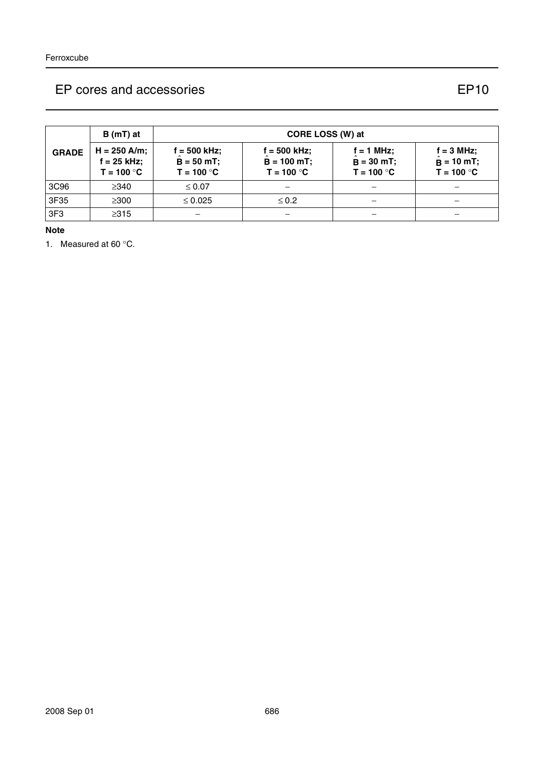| GRADE | B (mT) at | CORE LOSS (W) at | | | |
|---|---|---|---|---|---|
| | H = 250 A/m; f = 25 kHz; T = 100 °C | f = 500 kHz; $\hat{B}$ = 50 mT; T = 100 °C | f = 500 kHz; $\hat{B}$ = 100 mT; T = 100 °C | f = 1 MHz; $\hat{B}$ = 30 mT; T = 100 °C | f = 3 MHz; $\hat{B}$ = 10 mT; T = 100 °C |
| 3C96 | ≥340 | ≤ 0.07 | − | − | − |
| 3F35 | ≥300 | ≤ 0.025 | ≤ 0.2 | − | − |
| 3F3 | ≥315 | − | − | − | − |

**Note**

1. Measured at 60 °C.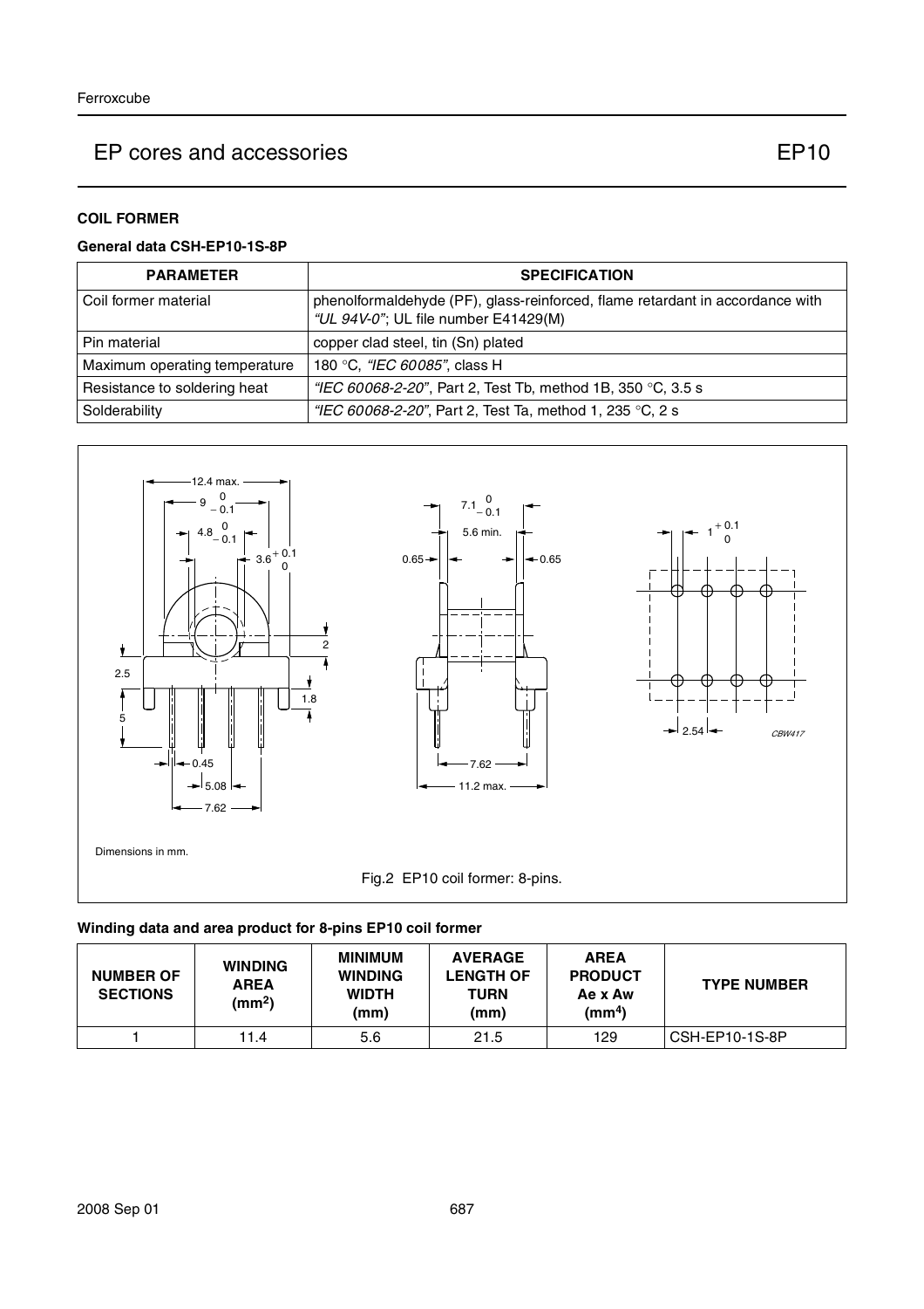## COIL FORMER

### General data CSH-EP10-1S-8P

| PARAMETER | SPECIFICATION |
|---|---|
| Coil former material | phenolformaldehyde (PF), glass-reinforced, flame retardant in accordance with *"UL 94V-0"*; UL file number E41429(M) |
| Pin material | copper clad steel, tin (Sn) plated |
| Maximum operating temperature | 180 °C, *"IEC 60085"*, class H |
| Resistance to soldering heat | *"IEC 60068-2-20"*, Part 2, Test Tb, method 1B, 350 °C, 3.5 s |
| Solderability | *"IEC 60068-2-20"*, Part 2, Test Ta, method 1, 235 °C, 2 s |

Dimensions in mm.

Fig.2 EP10 coil former: 8-pins.

### Winding data and area product for 8-pins EP10 coil former

| NUMBER OF SECTIONS | WINDING AREA ($mm^2$) | MINIMUM WINDING WIDTH (mm) | AVERAGE LENGTH OF TURN (mm) | AREA PRODUCT Ae x Aw ($mm^4$) | TYPE NUMBER |
|---|---|---|---|---|---|
| 1 | 11.4 | 5.6 | 21.5 | 129 | CSH-EP10-1S-8P |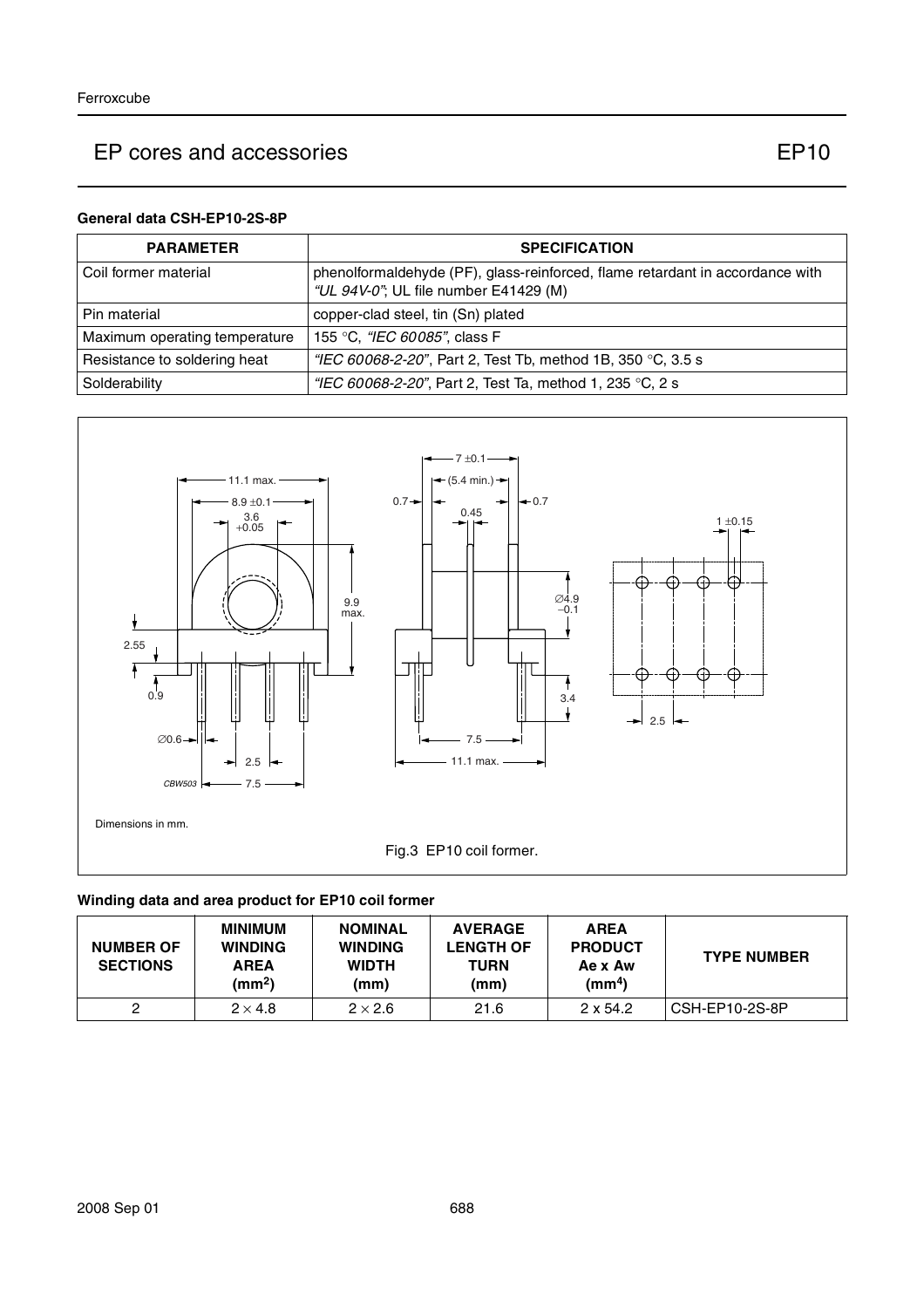## General data CSH-EP10-2S-8P

| PARAMETER | SPECIFICATION |
|---|---|
| Coil former material | phenolformaldehyde (PF), glass-reinforced, flame retardant in accordance with *"UL 94V-0"*; UL file number E41429 (M) |
| Pin material | copper-clad steel, tin (Sn) plated |
| Maximum operating temperature | 155 °C, *"IEC 60085"*, class F |
| Resistance to soldering heat | *"IEC 60068-2-20"*, Part 2, Test Tb, method 1B, 350 °C, 3.5 s |
| Solderability | *"IEC 60068-2-20"*, Part 2, Test Ta, method 1, 235 °C, 2 s |

Dimensions in mm.

Fig.3 EP10 coil former.

## Winding data and area product for EP10 coil former

| NUMBER OF SECTIONS | MINIMUM WINDING AREA (mm$^2$) | NOMINAL WINDING WIDTH (mm) | AVERAGE LENGTH OF TURN (mm) | AREA PRODUCT Ae x Aw (mm$^4$) | TYPE NUMBER |
|---|---|---|---|---|---|
| 2 | 2 × 4.8 | 2 × 2.6 | 21.6 | 2 x 54.2 | CSH-EP10-2S-8P |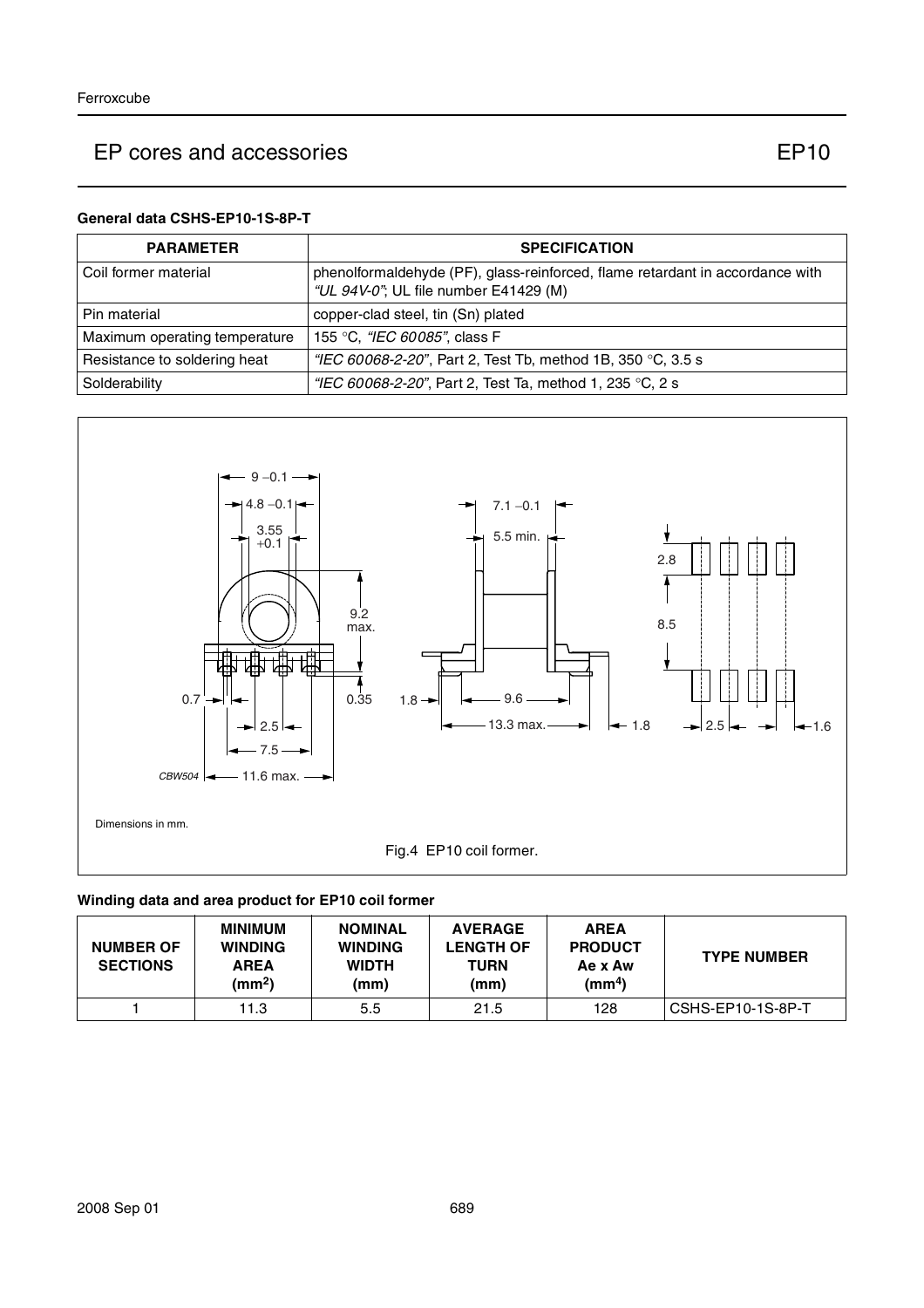# EP cores and accessories — EP10

### General data CSHS-EP10-1S-8P-T

| PARAMETER | SPECIFICATION |
|---|---|
| Coil former material | phenolformaldehyde (PF), glass-reinforced, flame retardant in accordance with *"UL 94V-0"*; UL file number E41429 (M) |
| Pin material | copper-clad steel, tin (Sn) plated |
| Maximum operating temperature | 155 °C, *"IEC 60085"*, class F |
| Resistance to soldering heat | *"IEC 60068-2-20"*, Part 2, Test Tb, method 1B, 350 °C, 3.5 s |
| Solderability | *"IEC 60068-2-20"*, Part 2, Test Ta, method 1, 235 °C, 2 s |

Dimensions in mm.

Fig.4 EP10 coil former.

### Winding data and area product for EP10 coil former

| NUMBER OF SECTIONS | MINIMUM WINDING AREA ($mm^2$) | NOMINAL WINDING WIDTH (mm) | AVERAGE LENGTH OF TURN (mm) | AREA PRODUCT Ae x Aw ($mm^4$) | TYPE NUMBER |
|---|---|---|---|---|---|
| 1 | 11.3 | 5.5 | 21.5 | 128 | CSHS-EP10-1S-8P-T |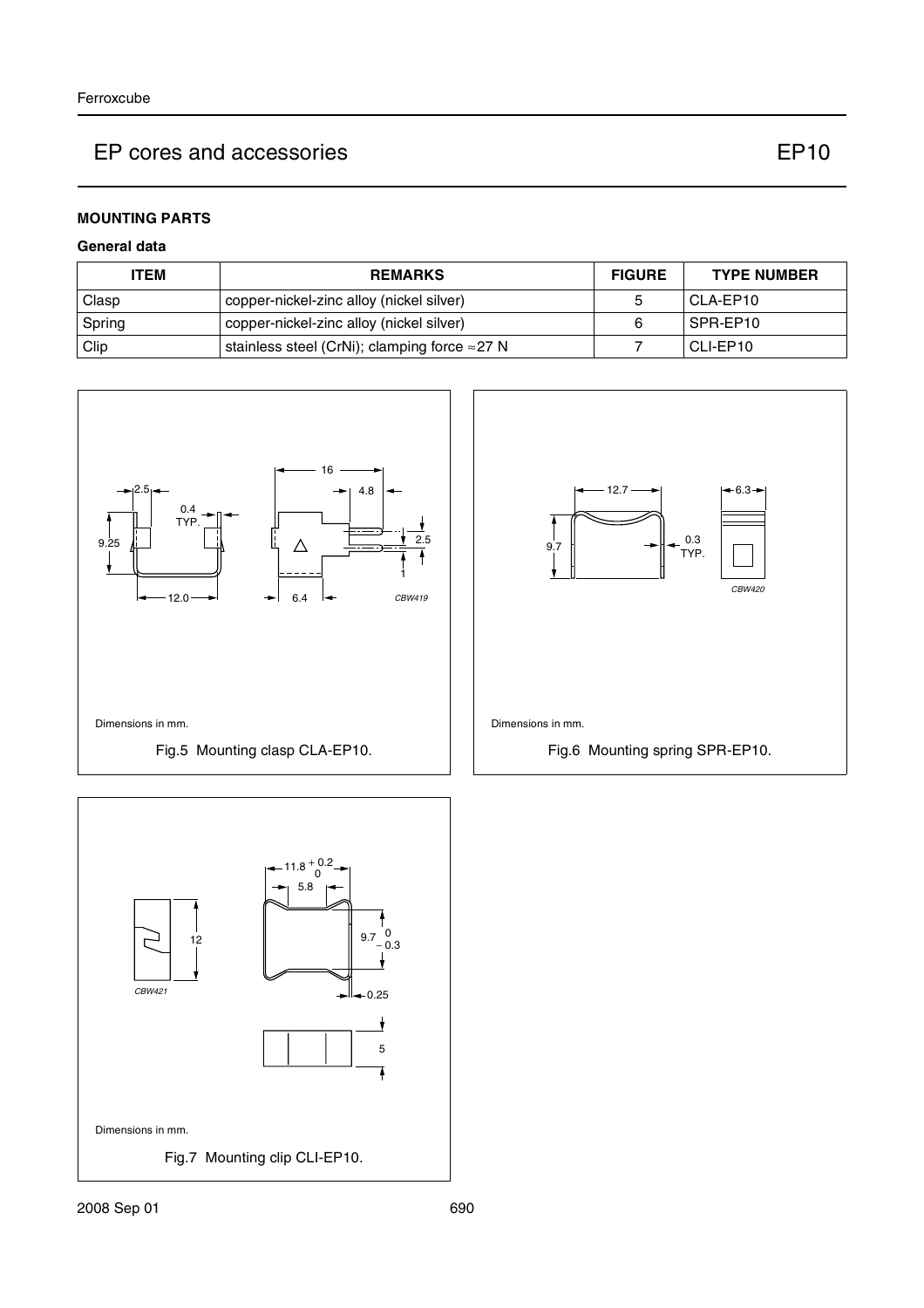# EP cores and accessories — EP10

## MOUNTING PARTS

### General data

| ITEM | REMARKS | FIGURE | TYPE NUMBER |
|---|---|---|---|
| Clasp | copper-nickel-zinc alloy (nickel silver) | 5 | CLA-EP10 |
| Spring | copper-nickel-zinc alloy (nickel silver) | 6 | SPR-EP10 |
| Clip | stainless steel (CrNi); clamping force ≈27 N | 7 | CLI-EP10 |

Dimensions in mm.

Fig.5 Mounting clasp CLA-EP10.

Dimensions in mm.

Fig.6 Mounting spring SPR-EP10.

Dimensions in mm.

Fig.7 Mounting clip CLI-EP10.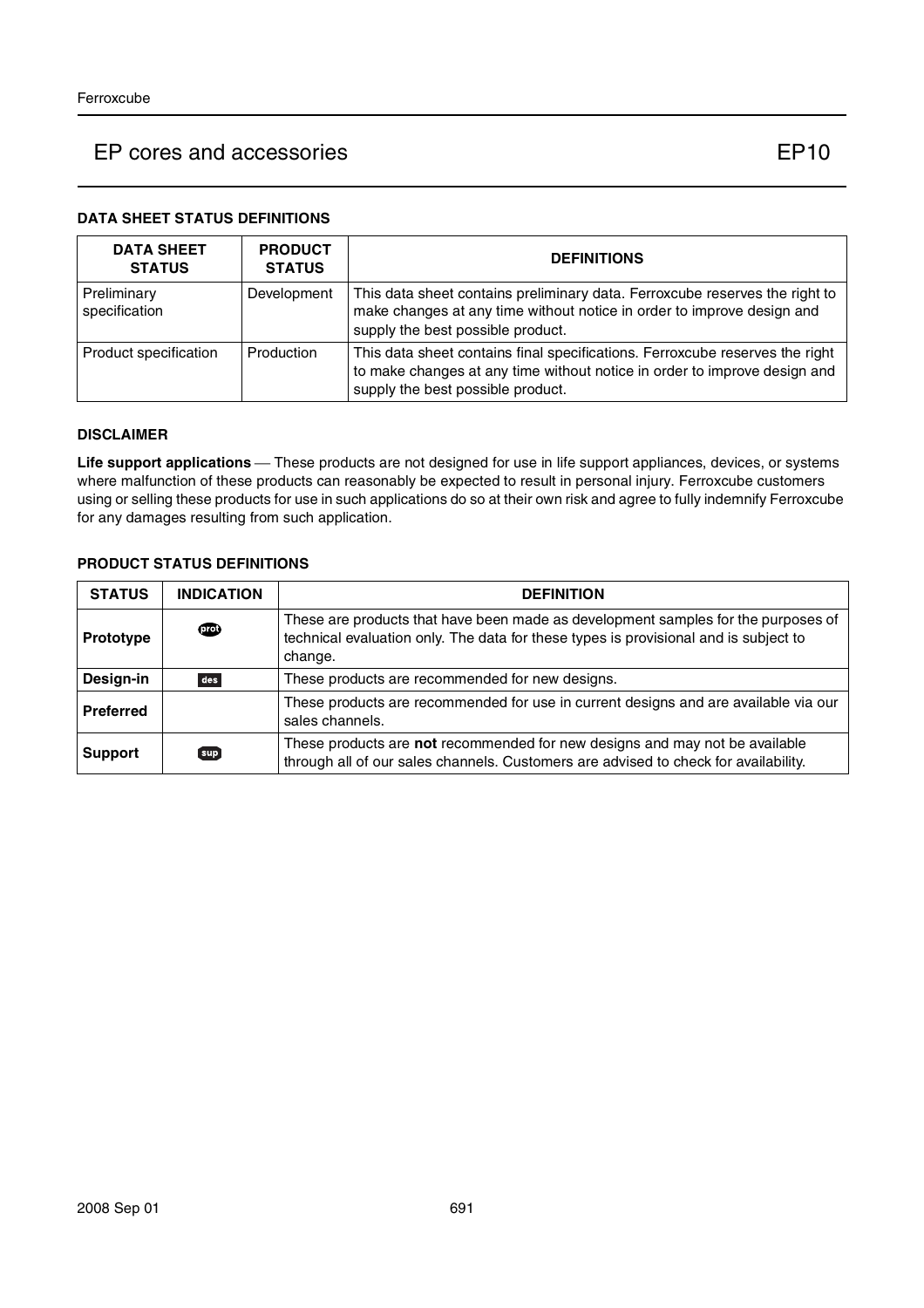## DATA SHEET STATUS DEFINITIONS

| DATA SHEET STATUS | PRODUCT STATUS | DEFINITIONS |
|---|---|---|
| Preliminary specification | Development | This data sheet contains preliminary data. Ferroxcube reserves the right to make changes at any time without notice in order to improve design and supply the best possible product. |
| Product specification | Production | This data sheet contains final specifications. Ferroxcube reserves the right to make changes at any time without notice in order to improve design and supply the best possible product. |

## DISCLAIMER

**Life support applications** — These products are not designed for use in life support appliances, devices, or systems where malfunction of these products can reasonably be expected to result in personal injury. Ferroxcube customers using or selling these products for use in such applications do so at their own risk and agree to fully indemnify Ferroxcube for any damages resulting from such application.

## PRODUCT STATUS DEFINITIONS

| STATUS | INDICATION | DEFINITION |
|---|---|---|
| **Prototype** | prot | These are products that have been made as development samples for the purposes of technical evaluation only. The data for these types is provisional and is subject to change. |
| **Design-in** | des | These products are recommended for new designs. |
| **Preferred** | | These products are recommended for use in current designs and are available via our sales channels. |
| **Support** | sup | These products are **not** recommended for new designs and may not be available through all of our sales channels. Customers are advised to check for availability. |